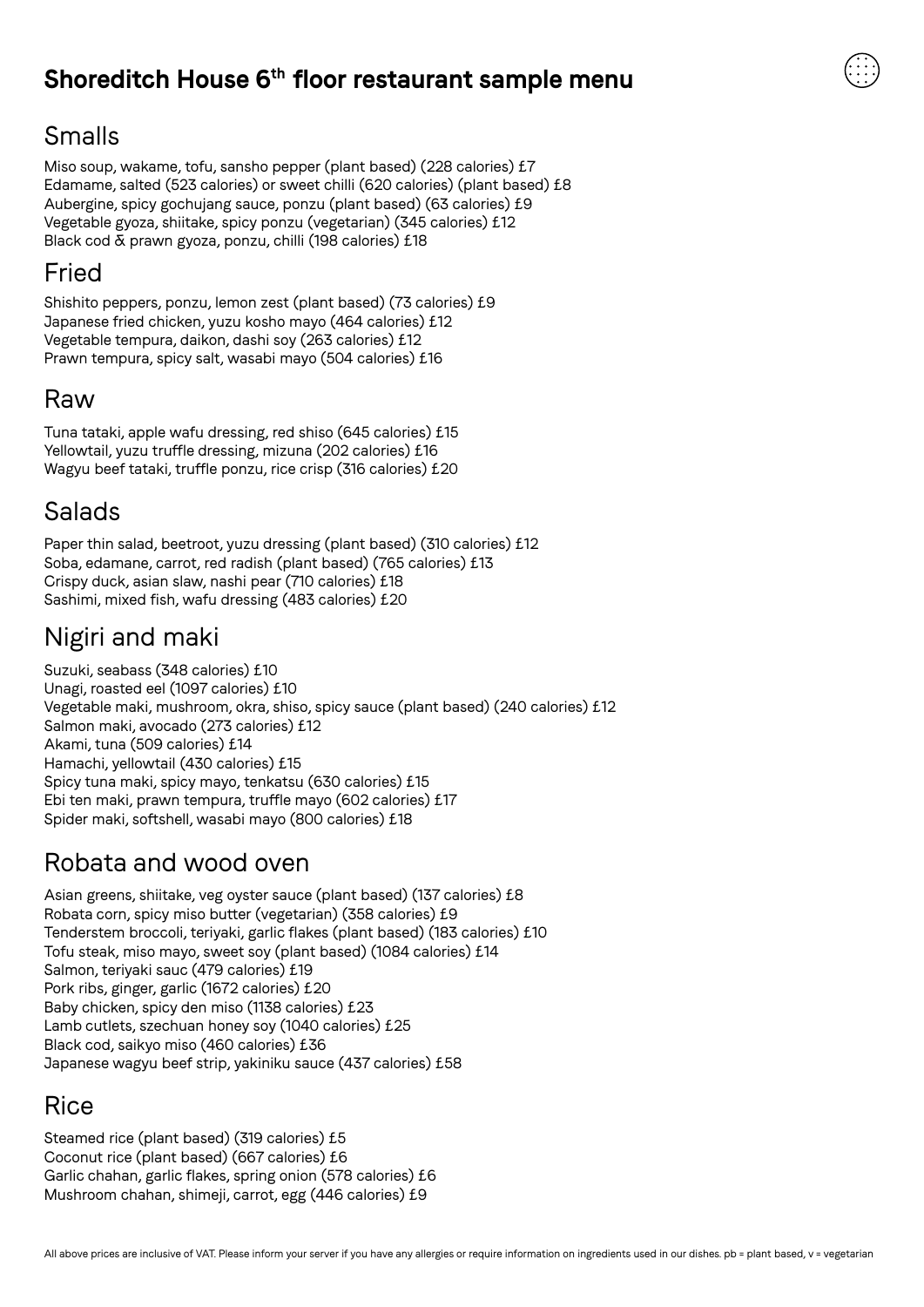# Shoreditch House 6th floor restaurant sample menu

## Smalls

Miso soup, wakame, tofu, sansho pepper (plant based) (228 calories) £7
Edamame, salted (523 calories) or sweet chilli (620 calories) (plant based) £8
Aubergine, spicy gochujang sauce, ponzu (plant based) (63 calories) £9
Vegetable gyoza, shiitake, spicy ponzu (vegetarian) (345 calories) £12
Black cod & prawn gyoza, ponzu, chilli (198 calories) £18

## Fried

Shishito peppers, ponzu, lemon zest (plant based) (73 calories) £9
Japanese fried chicken, yuzu kosho mayo (464 calories) £12
Vegetable tempura, daikon, dashi soy (263 calories) £12
Prawn tempura, spicy salt, wasabi mayo (504 calories) £16

## Raw

Tuna tataki, apple wafu dressing, red shiso (645 calories) £15
Yellowtail, yuzu truffle dressing, mizuna (202 calories) £16
Wagyu beef tataki, truffle ponzu, rice crisp (316 calories) £20

## Salads

Paper thin salad, beetroot, yuzu dressing (plant based) (310 calories) £12
Soba, edamane, carrot, red radish (plant based) (765 calories) £13
Crispy duck, asian slaw, nashi pear (710 calories) £18
Sashimi, mixed fish, wafu dressing (483 calories) £20

## Nigiri and maki

Suzuki, seabass (348 calories) £10
Unagi, roasted eel (1097 calories) £10
Vegetable maki, mushroom, okra, shiso, spicy sauce (plant based) (240 calories) £12
Salmon maki, avocado (273 calories) £12
Akami, tuna (509 calories) £14
Hamachi, yellowtail (430 calories) £15
Spicy tuna maki, spicy mayo, tenkatsu (630 calories) £15
Ebi ten maki, prawn tempura, truffle mayo (602 calories) £17
Spider maki, softshell, wasabi mayo (800 calories) £18

## Robata and wood oven

Asian greens, shiitake, veg oyster sauce (plant based) (137 calories) £8
Robata corn, spicy miso butter (vegetarian) (358 calories) £9
Tenderstem broccoli, teriyaki, garlic flakes (plant based) (183 calories) £10
Tofu steak, miso mayo, sweet soy (plant based) (1084 calories) £14
Salmon, teriyaki sauc (479 calories) £19
Pork ribs, ginger, garlic (1672 calories) £20
Baby chicken, spicy den miso (1138 calories) £23
Lamb cutlets, szechuan honey soy (1040 calories) £25
Black cod, saikyo miso (460 calories) £36
Japanese wagyu beef strip, yakiniku sauce (437 calories) £58

## Rice

Steamed rice (plant based) (319 calories) £5
Coconut rice (plant based) (667 calories) £6
Garlic chahan, garlic flakes, spring onion (578 calories) £6
Mushroom chahan, shimeji, carrot, egg (446 calories) £9

All above prices are inclusive of VAT. Please inform your server if you have any allergies or require information on ingredients used in our dishes. pb = plant based, v = vegetarian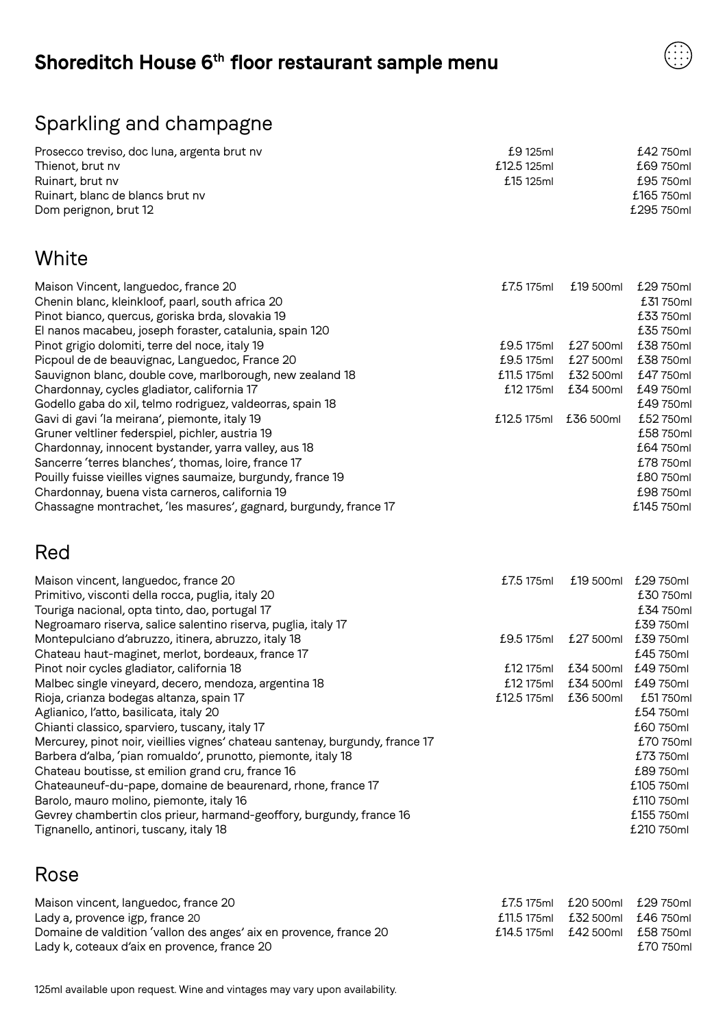# Shoreditch House 6th floor restaurant sample menu

## Sparkling and champagne

| | | | |
|---|---|---|---|
| Prosecco treviso, doc luna, argenta brut nv | £9 125ml | | £42 750ml |
| Thienot, brut nv | £12.5 125ml | | £69 750ml |
| Ruinart, brut nv | £15 125ml | | £95 750ml |
| Ruinart, blanc de blancs brut nv | | | £165 750ml |
| Dom perignon, brut 12 | | | £295 750ml |

## White

| | | | |
|---|---|---|---|
| Maison Vincent, languedoc, france 20 | £7.5 175ml | £19 500ml | £29 750ml |
| Chenin blanc, kleinkloof, paarl, south africa 20 | | | £31 750ml |
| Pinot bianco, quercus, goriska brda, slovakia 19 | | | £33 750ml |
| El nanos macabeu, joseph foraster, catalunia, spain 120 | | | £35 750ml |
| Pinot grigio dolomiti, terre del noce, italy 19 | £9.5 175ml | £27 500ml | £38 750ml |
| Picpoul de de beauvignac, Languedoc, France 20 | £9.5 175ml | £27 500ml | £38 750ml |
| Sauvignon blanc, double cove, marlborough, new zealand 18 | £11.5 175ml | £32 500ml | £47 750ml |
| Chardonnay, cycles gladiator, california 17 | £12 175ml | £34 500ml | £49 750ml |
| Godello gaba do xil, telmo rodriguez, valdeorras, spain 18 | | | £49 750ml |
| Gavi di gavi 'la meirana', piemonte, italy 19 | £12.5 175ml | £36 500ml | £52 750ml |
| Gruner veltliner federspiel, pichler, austria 19 | | | £58 750ml |
| Chardonnay, innocent bystander, yarra valley, aus 18 | | | £64 750ml |
| Sancerre 'terres blanches', thomas, loire, france 17 | | | £78 750ml |
| Pouilly fuisse vieilles vignes saumaize, burgundy, france 19 | | | £80 750ml |
| Chardonnay, buena vista carneros, california 19 | | | £98 750ml |
| Chassagne montrachet, 'les masures', gagnard, burgundy, france 17 | | | £145 750ml |

## Red

| | | | |
|---|---|---|---|
| Maison vincent, languedoc, france 20 | £7.5 175ml | £19 500ml | £29 750ml |
| Primitivo, visconti della rocca, puglia, italy 20 | | | £30 750ml |
| Touriga nacional, opta tinto, dao, portugal 17 | | | £34 750ml |
| Negroamaro riserva, salice salentino riserva, puglia, italy 17 | | | £39 750ml |
| Montepulciano d'abruzzo, itinera, abruzzo, italy 18 | £9.5 175ml | £27 500ml | £39 750ml |
| Chateau haut-maginet, merlot, bordeaux, france 17 | | | £45 750ml |
| Pinot noir cycles gladiator, california 18 | £12 175ml | £34 500ml | £49 750ml |
| Malbec single vineyard, decero, mendoza, argentina 18 | £12 175ml | £34 500ml | £49 750ml |
| Rioja, crianza bodegas altanza, spain 17 | £12.5 175ml | £36 500ml | £51 750ml |
| Aglianico, l'atto, basilicata, italy 20 | | | £54 750ml |
| Chianti classico, sparviero, tuscany, italy 17 | | | £60 750ml |
| Mercurey, pinot noir, vieillies vignes' chateau santenay, burgundy, france 17 | | | £70 750ml |
| Barbera d'alba, 'pian romualdo', prunotto, piemonte, italy 18 | | | £73 750ml |
| Chateau boutisse, st emilion grand cru, france 16 | | | £89 750ml |
| Chateauneuf-du-pape, domaine de beaurenard, rhone, france 17 | | | £105 750ml |
| Barolo, mauro molino, piemonte, italy 16 | | | £110 750ml |
| Gevrey chambertin clos prieur, harmand-geoffory, burgundy, france 16 | | | £155 750ml |
| Tignanello, antinori, tuscany, italy 18 | | | £210 750ml |

## Rose

| | | | |
|---|---|---|---|
| Maison vincent, languedoc, france 20 | £7.5 175ml | £20 500ml | £29 750ml |
| Lady a, provence igp, france 20 | £11.5 175ml | £32 500ml | £46 750ml |
| Domaine de valdition 'vallon des anges' aix en provence, france 20 | £14.5 175ml | £42 500ml | £58 750ml |
| Lady k, coteaux d'aix en provence, france 20 | | | £70 750ml |

125ml available upon request. Wine and vintages may vary upon availability.